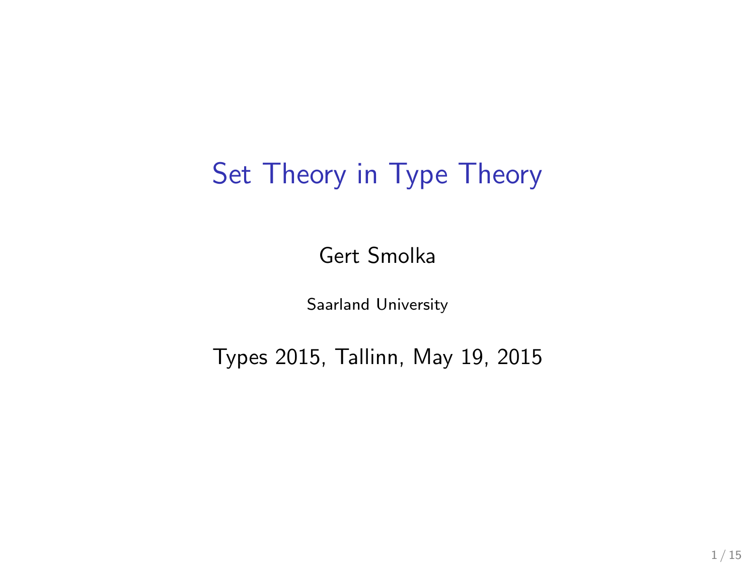# Set Theory in Type Theory

Gert Smolka

Saarland University

Types 2015, Tallinn, May 19, 2015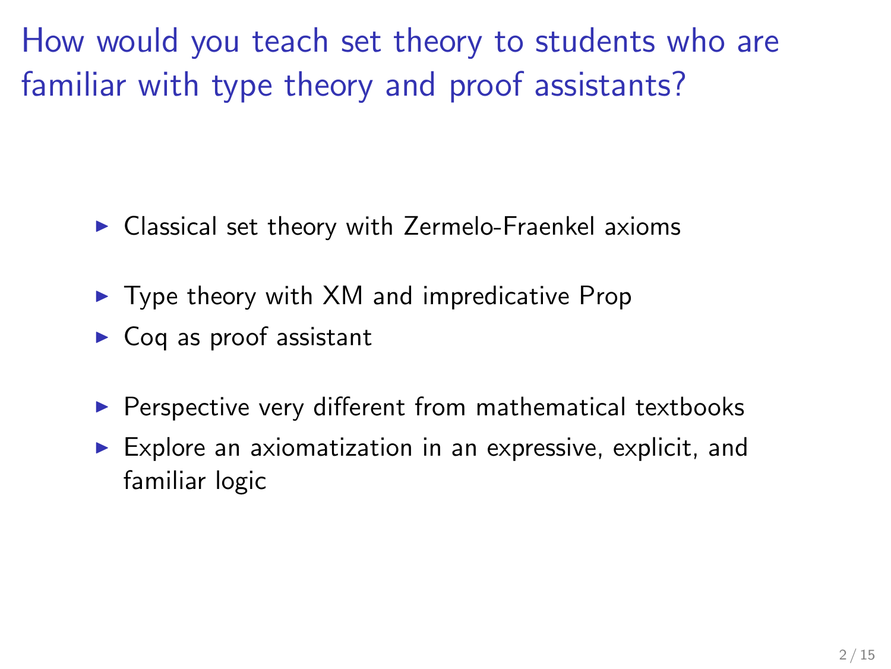# How would you teach set theory to students who are familiar with type theory and proof assistants?

- Classical set theory with Zermelo-Fraenkel axioms

- Type theory with XM and impredicative Prop
- Coq as proof assistant

- Perspective very different from mathematical textbooks
- Explore an axiomatization in an expressive, explicit, and familiar logic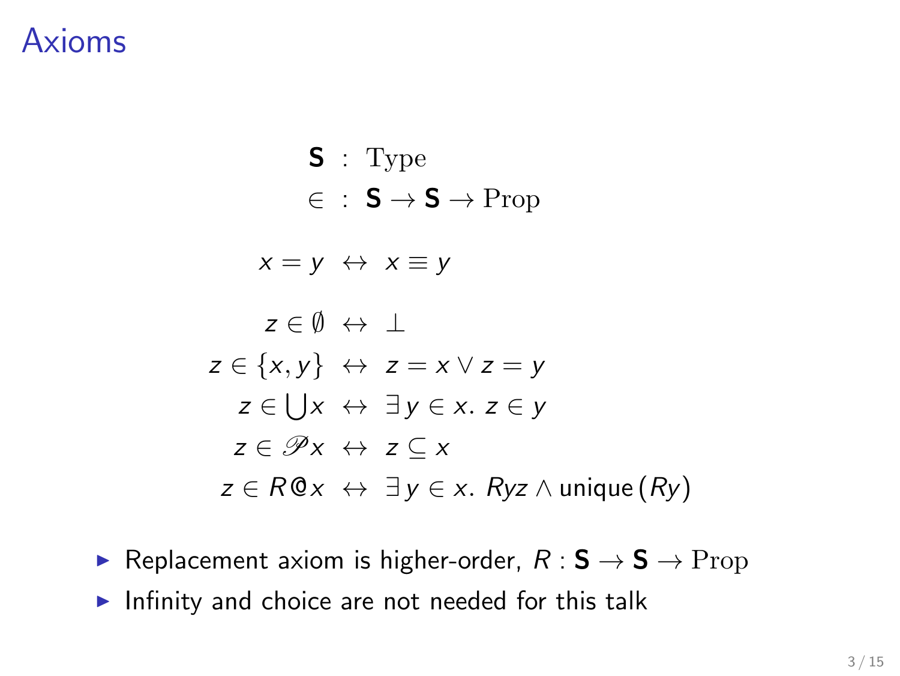# Axioms

$$
\begin{aligned}
\mathbf{S} &: \mathrm{Type} \\
\in &: \mathbf{S} \to \mathbf{S} \to \mathrm{Prop}
\end{aligned}
$$

$$
x = y \;\leftrightarrow\; x \equiv y
$$

$$
\begin{aligned}
z \in \emptyset &\;\leftrightarrow\; \bot \\
z \in \{x, y\} &\;\leftrightarrow\; z = x \lor z = y \\
z \in \bigcup x &\;\leftrightarrow\; \exists\, y \in x.\; z \in y \\
z \in \mathscr{P} x &\;\leftrightarrow\; z \subseteq x \\
z \in R \mathbin{@} x &\;\leftrightarrow\; \exists\, y \in x.\; Ryz \land \mathsf{unique}\,(Ry)
\end{aligned}
$$

- Replacement axiom is higher-order, $R : \mathbf{S} \to \mathbf{S} \to \mathrm{Prop}$
- Infinity and choice are not needed for this talk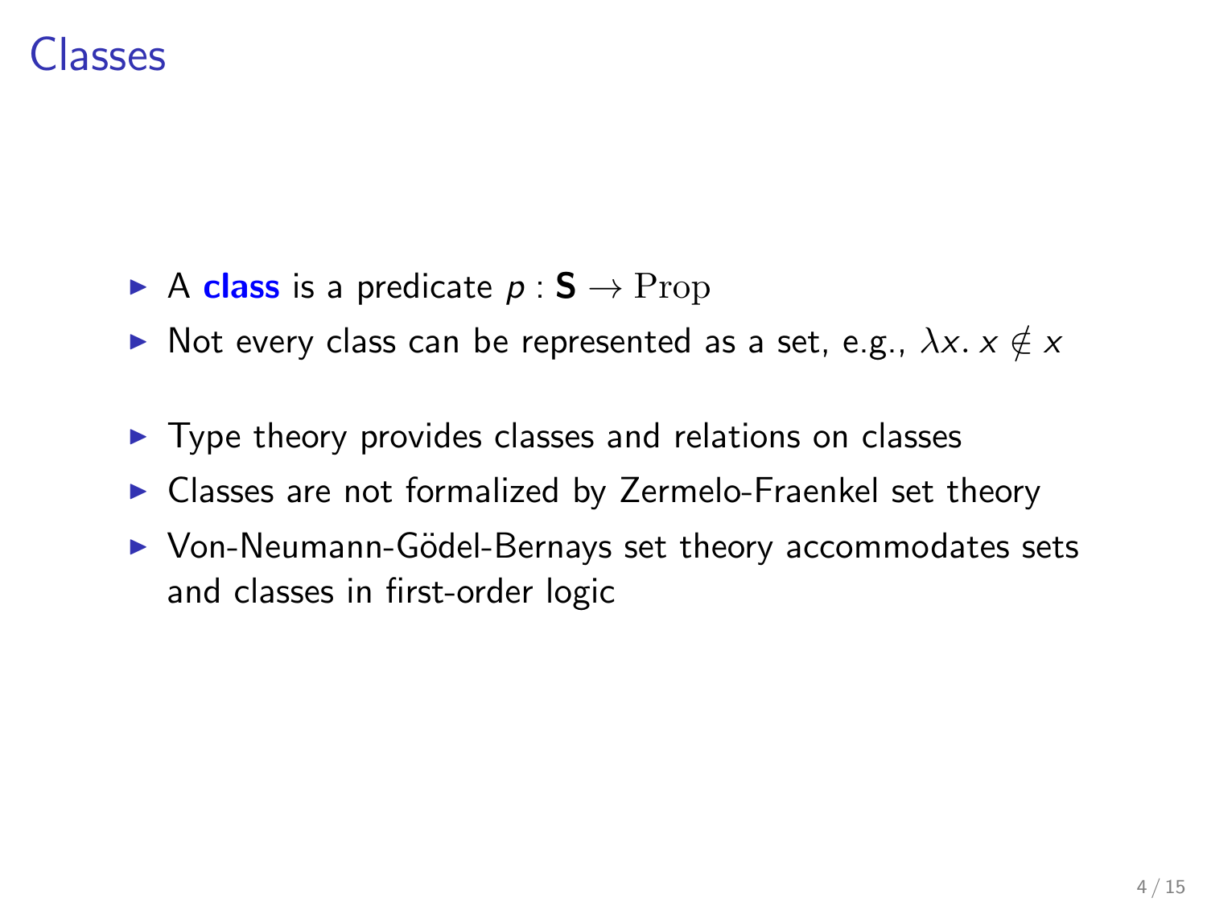# Classes

- A **class** is a predicate $p : \mathbf{S} \to \mathrm{Prop}$
- Not every class can be represented as a set, e.g., $\lambda x.\, x \notin x$

- Type theory provides classes and relations on classes
- Classes are not formalized by Zermelo-Fraenkel set theory
- Von-Neumann-Gödel-Bernays set theory accommodates sets and classes in first-order logic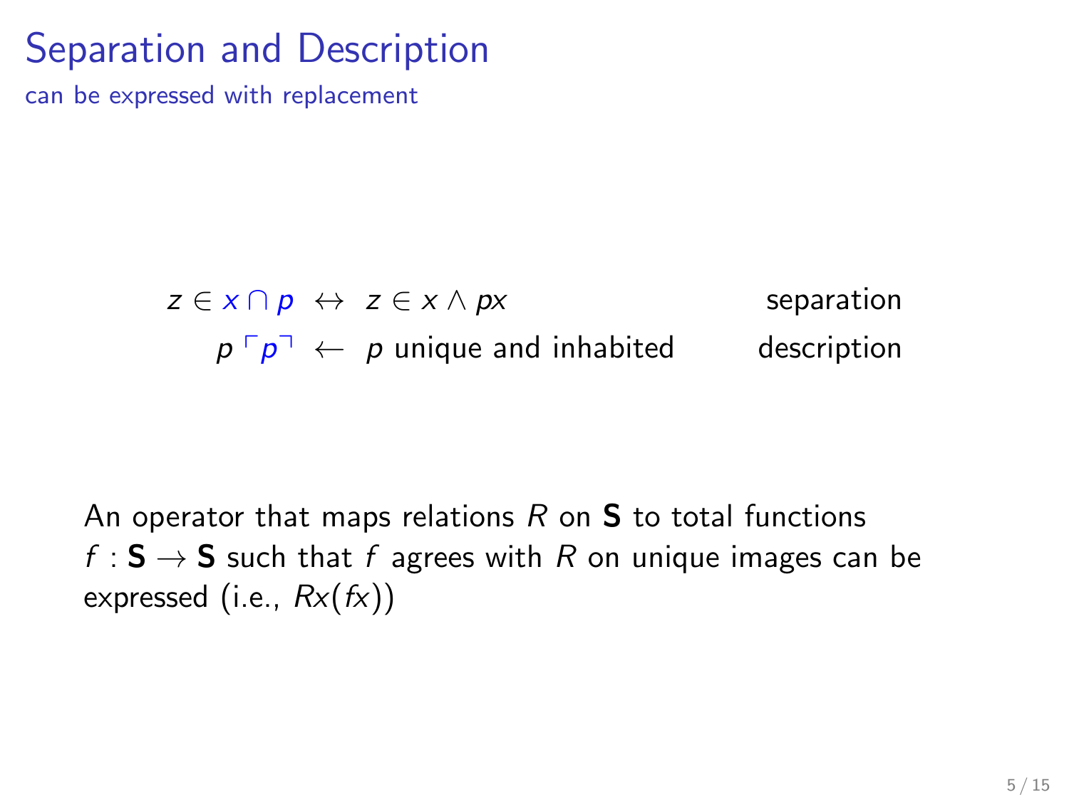# Separation and Description

can be expressed with replacement

$$
\begin{array}{rcll}
z \in x \cap p & \leftrightarrow & z \in x \wedge px & \text{separation} \\
p \ulcorner p \urcorner & \leftarrow & p \text{ unique and inhabited} & \text{description}
\end{array}
$$

An operator that maps relations $R$ on $\mathbf{S}$ to total functions $f : \mathbf{S} \to \mathbf{S}$ such that $f$ agrees with $R$ on unique images can be expressed (i.e., $Rx(fx)$)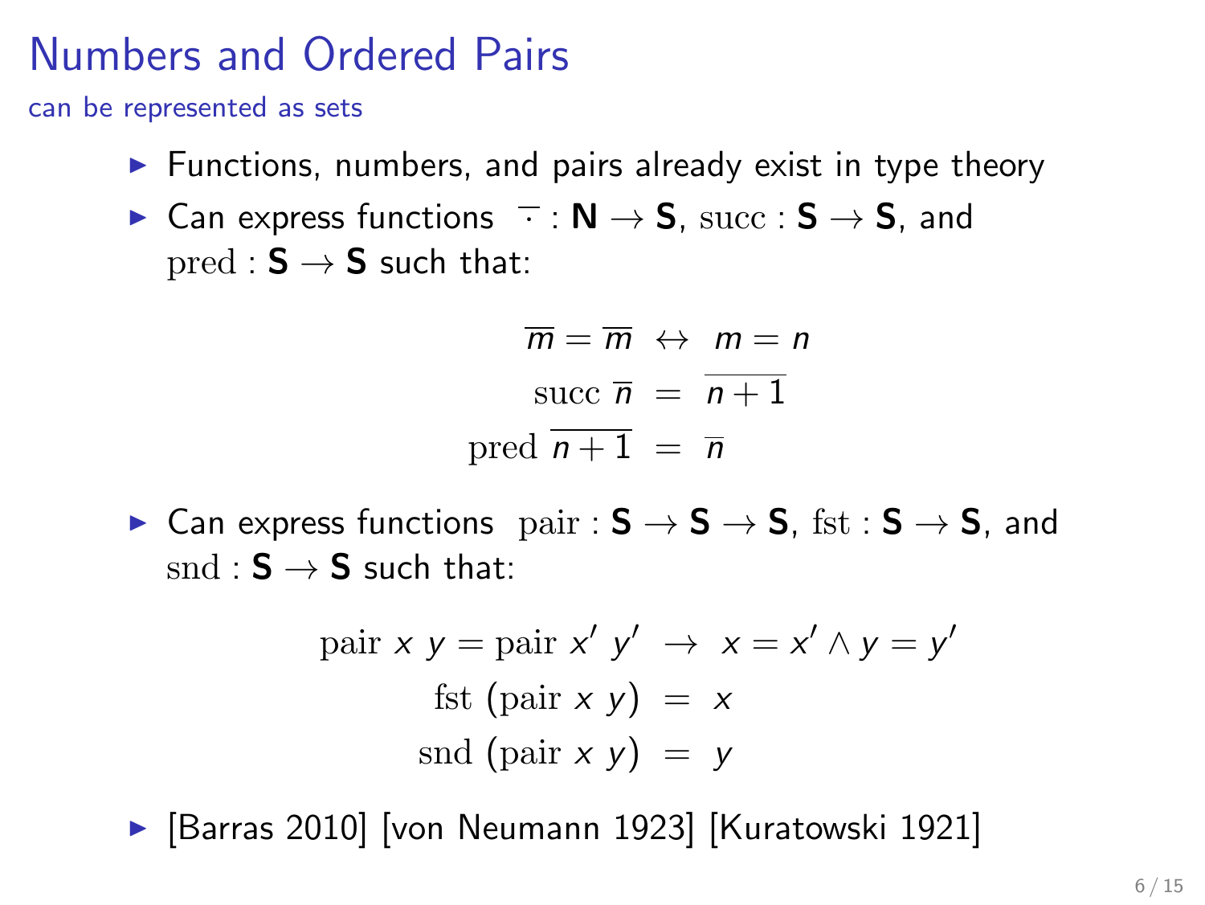# Numbers and Ordered Pairs

can be represented as sets

- Functions, numbers, and pairs already exist in type theory
- Can express functions $\overline{\cdot} : \mathbf{N} \to \mathbf{S}$, $\mathrm{succ} : \mathbf{S} \to \mathbf{S}$, and $\mathrm{pred} : \mathbf{S} \to \mathbf{S}$ such that:

$$\overline{m} = \overline{m} \;\leftrightarrow\; m = n$$
$$\mathrm{succ}\ \overline{n} \;=\; \overline{n+1}$$
$$\mathrm{pred}\ \overline{n+1} \;=\; \overline{n}$$

- Can express functions $\mathrm{pair} : \mathbf{S} \to \mathbf{S} \to \mathbf{S}$, $\mathrm{fst} : \mathbf{S} \to \mathbf{S}$, and $\mathrm{snd} : \mathbf{S} \to \mathbf{S}$ such that:

$$\mathrm{pair}\ x\ y = \mathrm{pair}\ x'\ y' \;\to\; x = x' \wedge y = y'$$
$$\mathrm{fst}\ (\mathrm{pair}\ x\ y) \;=\; x$$
$$\mathrm{snd}\ (\mathrm{pair}\ x\ y) \;=\; y$$

- [Barras 2010] [von Neumann 1923] [Kuratowski 1921]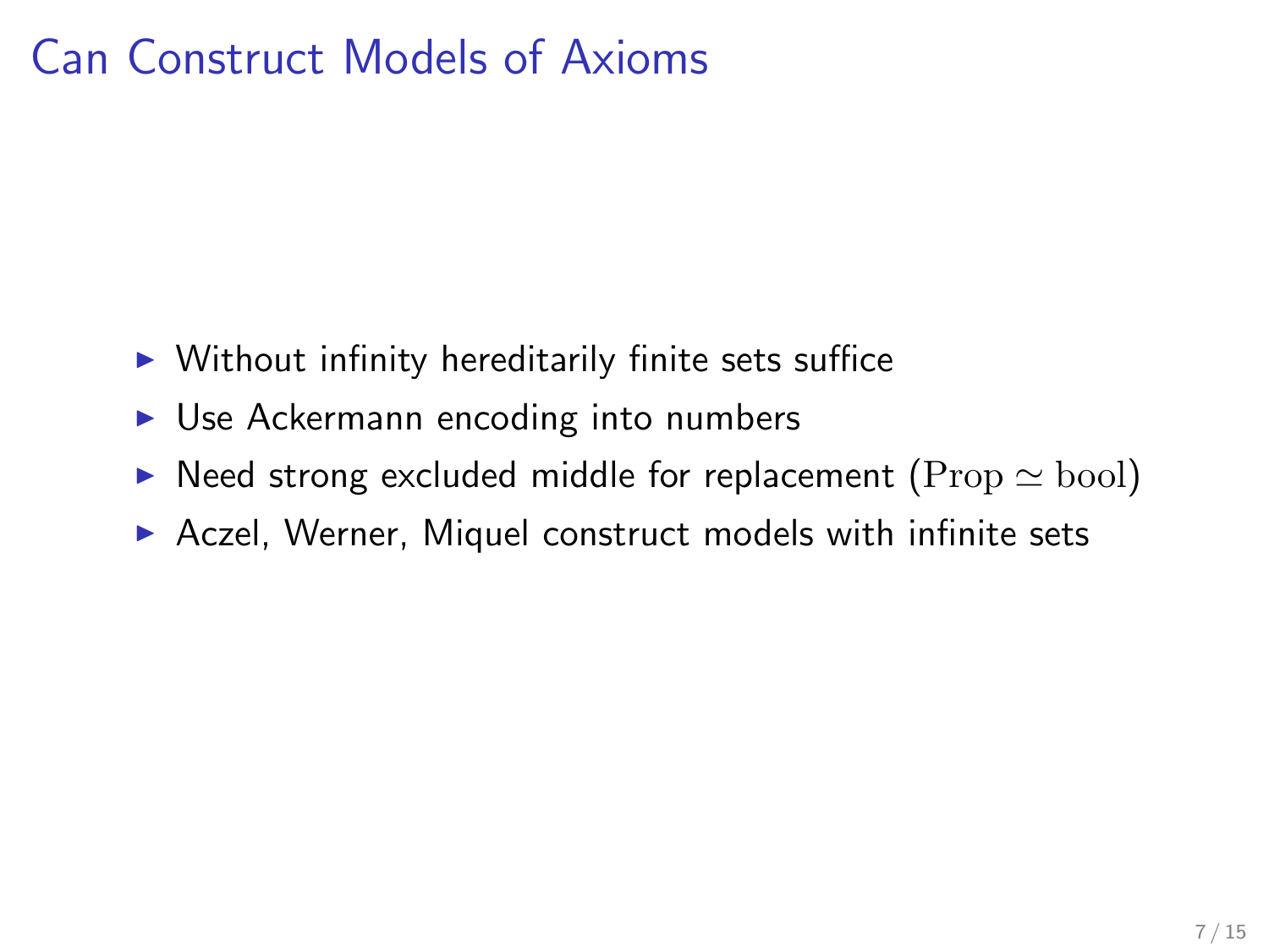# Can Construct Models of Axioms

- Without infinity hereditarily finite sets suffice
- Use Ackermann encoding into numbers
- Need strong excluded middle for replacement ($\mathrm{Prop} \simeq \mathrm{bool}$)
- Aczel, Werner, Miquel construct models with infinite sets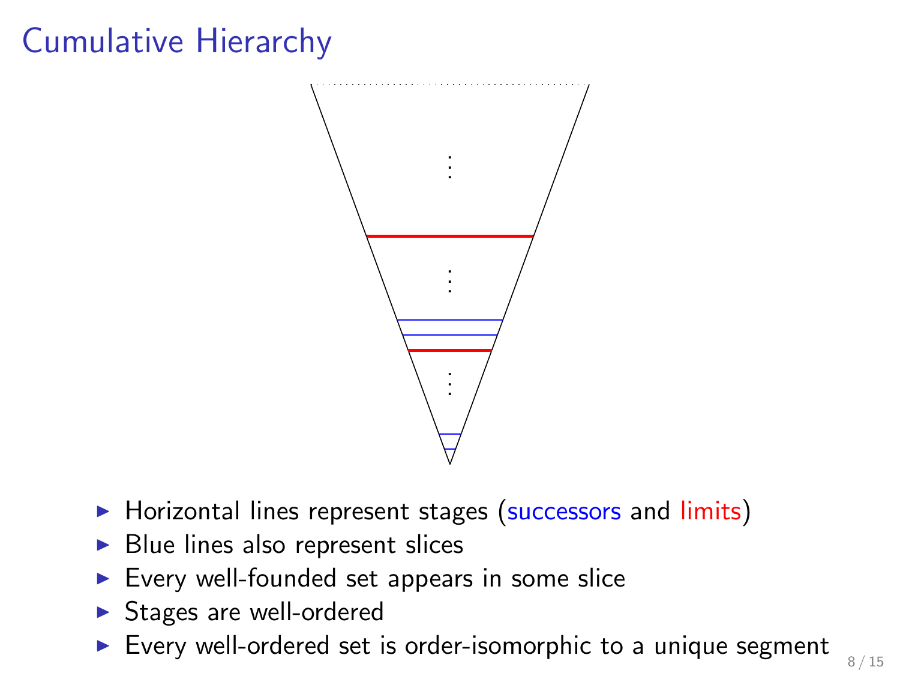# Cumulative Hierarchy

- Horizontal lines represent stages (successors and limits)
- Blue lines also represent slices
- Every well-founded set appears in some slice
- Stages are well-ordered
- Every well-ordered set is order-isomorphic to a unique segment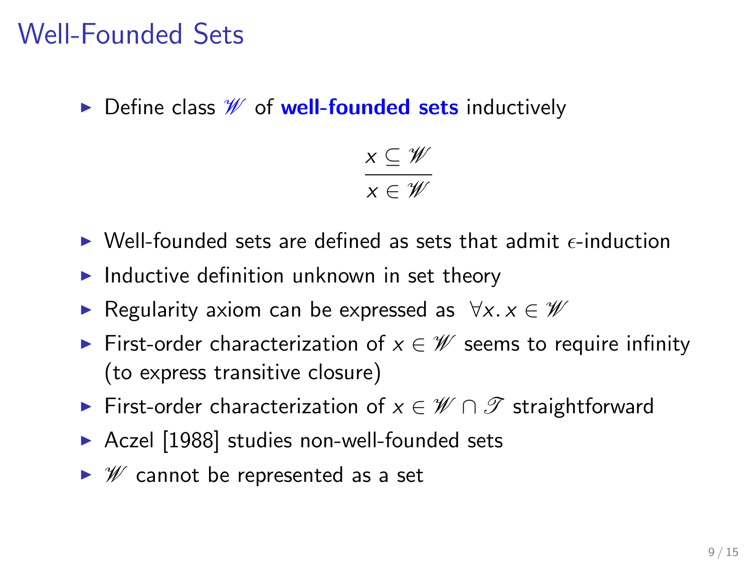# Well-Founded Sets

- Define class $\mathscr{W}$ of **well-founded sets** inductively

$$\frac{x \subseteq \mathscr{W}}{x \in \mathscr{W}}$$

- Well-founded sets are defined as sets that admit $\epsilon$-induction
- Inductive definition unknown in set theory
- Regularity axiom can be expressed as $\forall x.\, x \in \mathscr{W}$
- First-order characterization of $x \in \mathscr{W}$ seems to require infinity (to express transitive closure)
- First-order characterization of $x \in \mathscr{W} \cap \mathscr{T}$ straightforward
- Aczel [1988] studies non-well-founded sets
- $\mathscr{W}$ cannot be represented as a set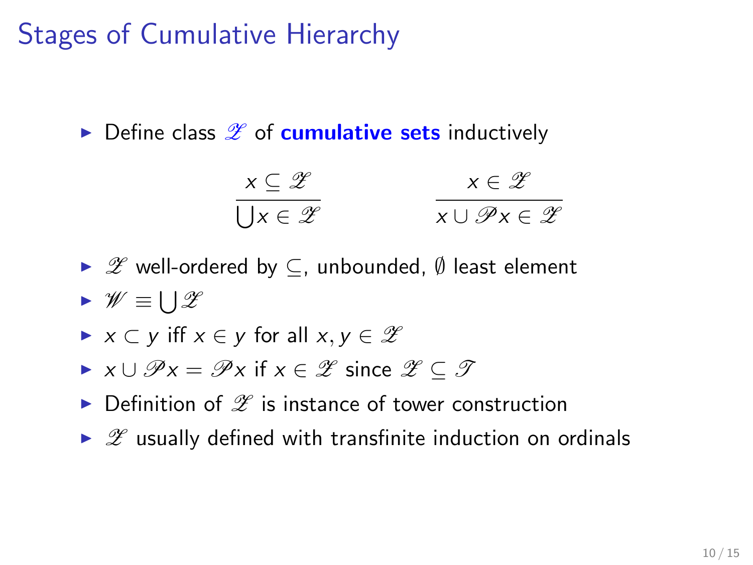# Stages of Cumulative Hierarchy

- Define class $\mathscr{Z}$ of **cumulative sets** inductively

$$\frac{x \subseteq \mathscr{Z}}{\bigcup x \in \mathscr{Z}} \qquad\qquad \frac{x \in \mathscr{Z}}{x \cup \mathscr{P}x \in \mathscr{Z}}$$

- $\mathscr{Z}$ well-ordered by $\subseteq$, unbounded, $\emptyset$ least element
- $\mathscr{W} \equiv \bigcup \mathscr{Z}$
- $x \subset y$ iff $x \in y$ for all $x, y \in \mathscr{Z}$
- $x \cup \mathscr{P}x = \mathscr{P}x$ if $x \in \mathscr{Z}$ since $\mathscr{Z} \subseteq \mathscr{T}$
- Definition of $\mathscr{Z}$ is instance of tower construction
- $\mathscr{Z}$ usually defined with transfinite induction on ordinals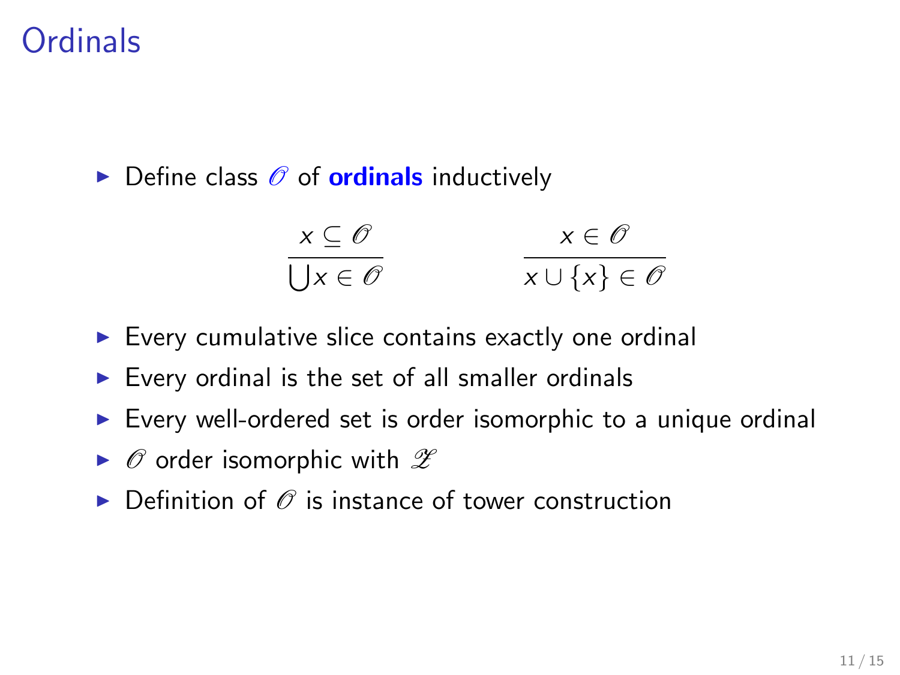# Ordinals

- Define class $\mathscr{O}$ of **ordinals** inductively

$$\frac{x \subseteq \mathscr{O}}{\bigcup x \in \mathscr{O}} \qquad\qquad \frac{x \in \mathscr{O}}{x \cup \{x\} \in \mathscr{O}}$$

- Every cumulative slice contains exactly one ordinal
- Every ordinal is the set of all smaller ordinals
- Every well-ordered set is order isomorphic to a unique ordinal
- $\mathscr{O}$ order isomorphic with $\mathscr{Z}$
- Definition of $\mathscr{O}$ is instance of tower construction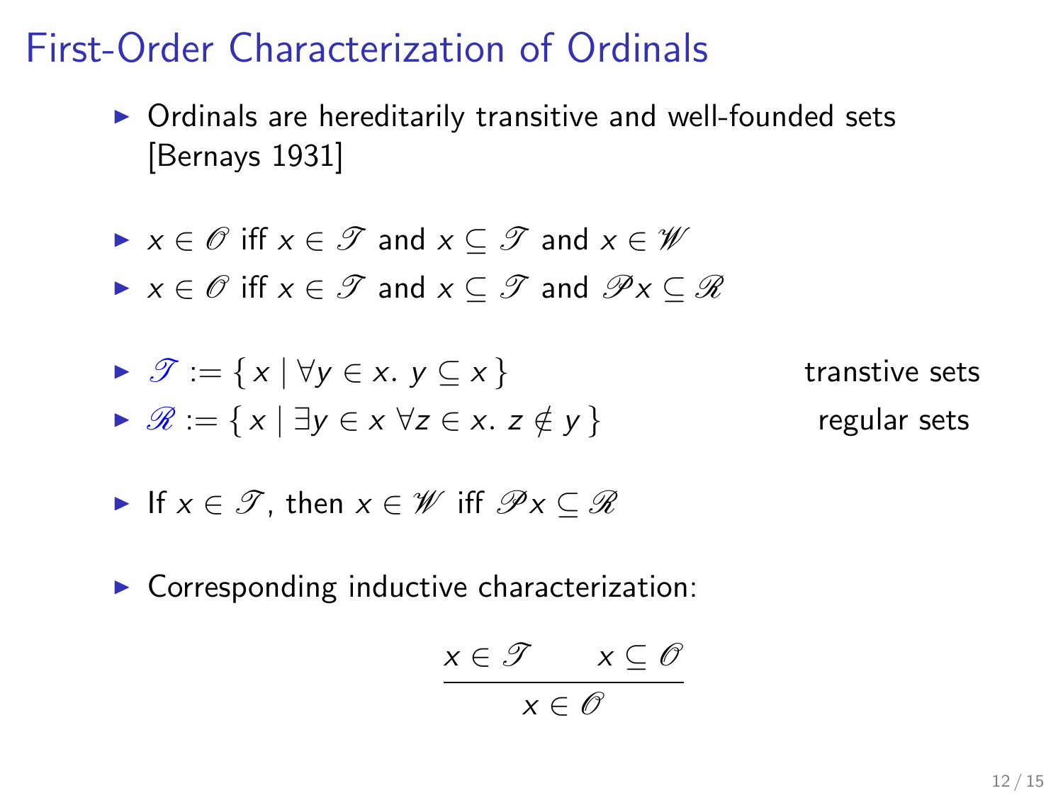# First-Order Characterization of Ordinals

- Ordinals are hereditarily transitive and well-founded sets [Bernays 1931]

- $x \in \mathscr{O}$ iff $x \in \mathscr{T}$ and $x \subseteq \mathscr{T}$ and $x \in \mathscr{W}$
- $x \in \mathscr{O}$ iff $x \in \mathscr{T}$ and $x \subseteq \mathscr{T}$ and $\mathscr{P}x \subseteq \mathscr{R}$

- $\mathscr{T} := \{\, x \mid \forall y \in x.\ y \subseteq x \,\}$ transtive sets
- $\mathscr{R} := \{\, x \mid \exists y \in x\ \forall z \in x.\ z \notin y \,\}$ regular sets

- If $x \in \mathscr{T}$, then $x \in \mathscr{W}$ iff $\mathscr{P}x \subseteq \mathscr{R}$

- Corresponding inductive characterization:

$$\frac{x \in \mathscr{T} \qquad x \subseteq \mathscr{O}}{x \in \mathscr{O}}$$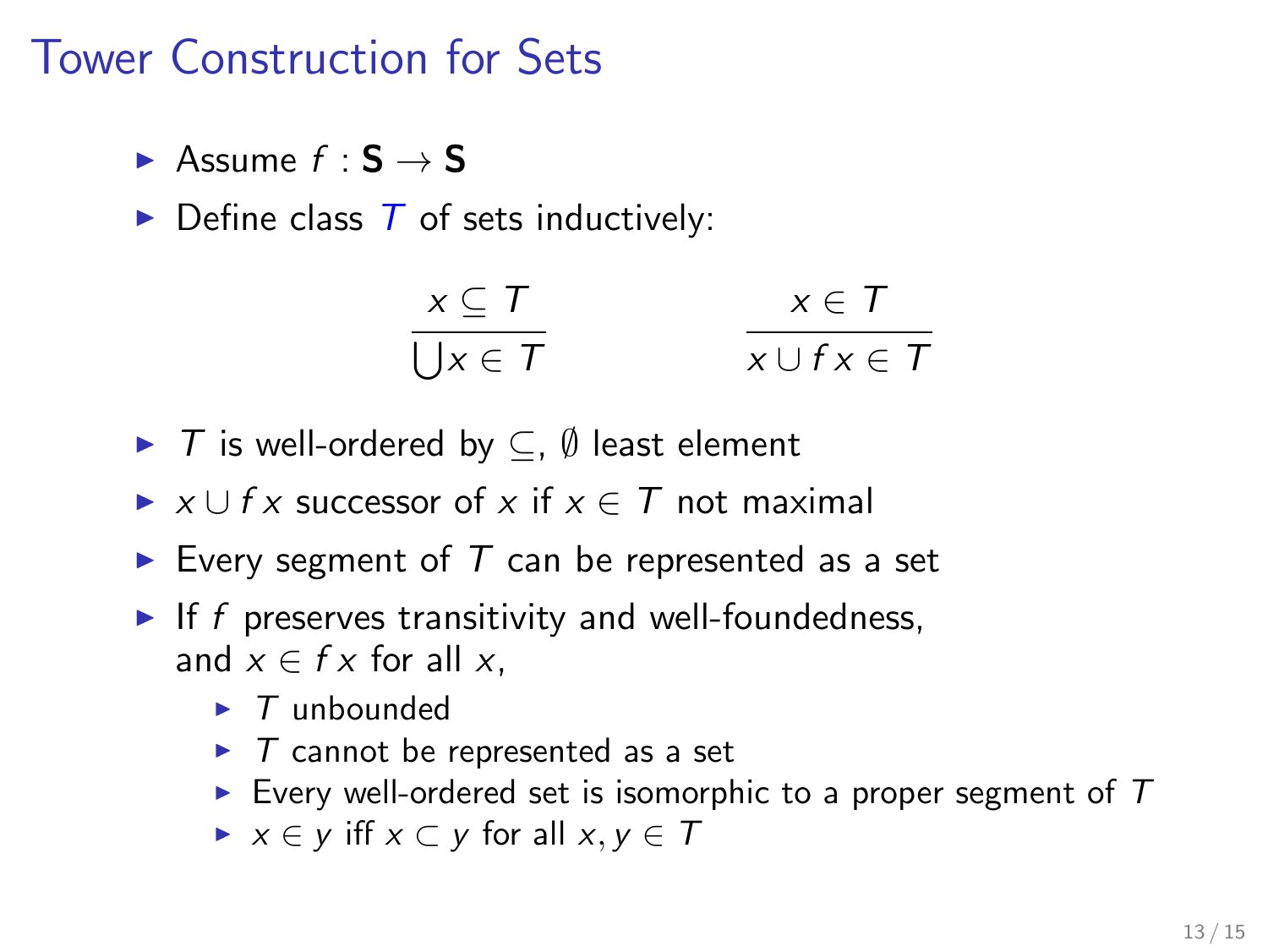# Tower Construction for Sets

- Assume $f : \mathbf{S} \to \mathbf{S}$
- Define class $T$ of sets inductively:

$$\frac{x \subseteq T}{\bigcup x \in T} \qquad\qquad \frac{x \in T}{x \cup f\,x \in T}$$

- $T$ is well-ordered by $\subseteq$, $\emptyset$ least element
- $x \cup f\,x$ successor of $x$ if $x \in T$ not maximal
- Every segment of $T$ can be represented as a set
- If $f$ preserves transitivity and well-foundedness, and $x \in f\,x$ for all $x$,
  - $T$ unbounded
  - $T$ cannot be represented as a set
  - Every well-ordered set is isomorphic to a proper segment of $T$
  - $x \in y$ iff $x \subset y$ for all $x, y \in T$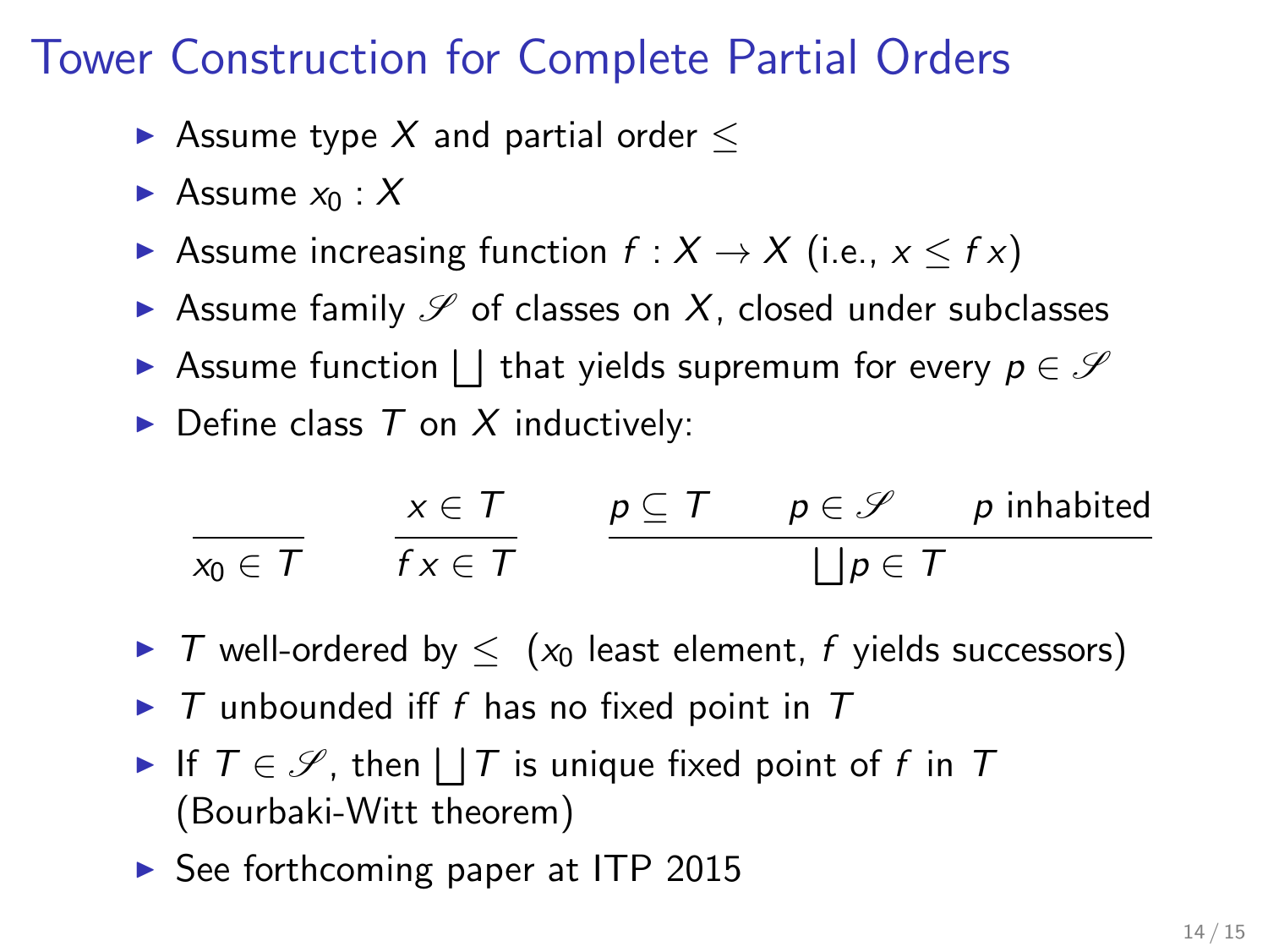# Tower Construction for Complete Partial Orders

- Assume type $X$ and partial order $\leq$
- Assume $x_0 : X$
- Assume increasing function $f : X \to X$ (i.e., $x \leq f\,x$)
- Assume family $\mathscr{S}$ of classes on $X$, closed under subclasses
- Assume function $\bigsqcup$ that yields supremum for every $p \in \mathscr{S}$
- Define class $T$ on $X$ inductively:

$$\frac{}{x_0 \in T} \qquad \frac{x \in T}{f\,x \in T} \qquad \frac{p \subseteq T \qquad p \in \mathscr{S} \qquad p \text{ inhabited}}{\bigsqcup p \in T}$$

- $T$ well-ordered by $\leq$ ($x_0$ least element, $f$ yields successors)
- $T$ unbounded iff $f$ has no fixed point in $T$
- If $T \in \mathscr{S}$, then $\bigsqcup T$ is unique fixed point of $f$ in $T$ (Bourbaki-Witt theorem)
- See forthcoming paper at ITP 2015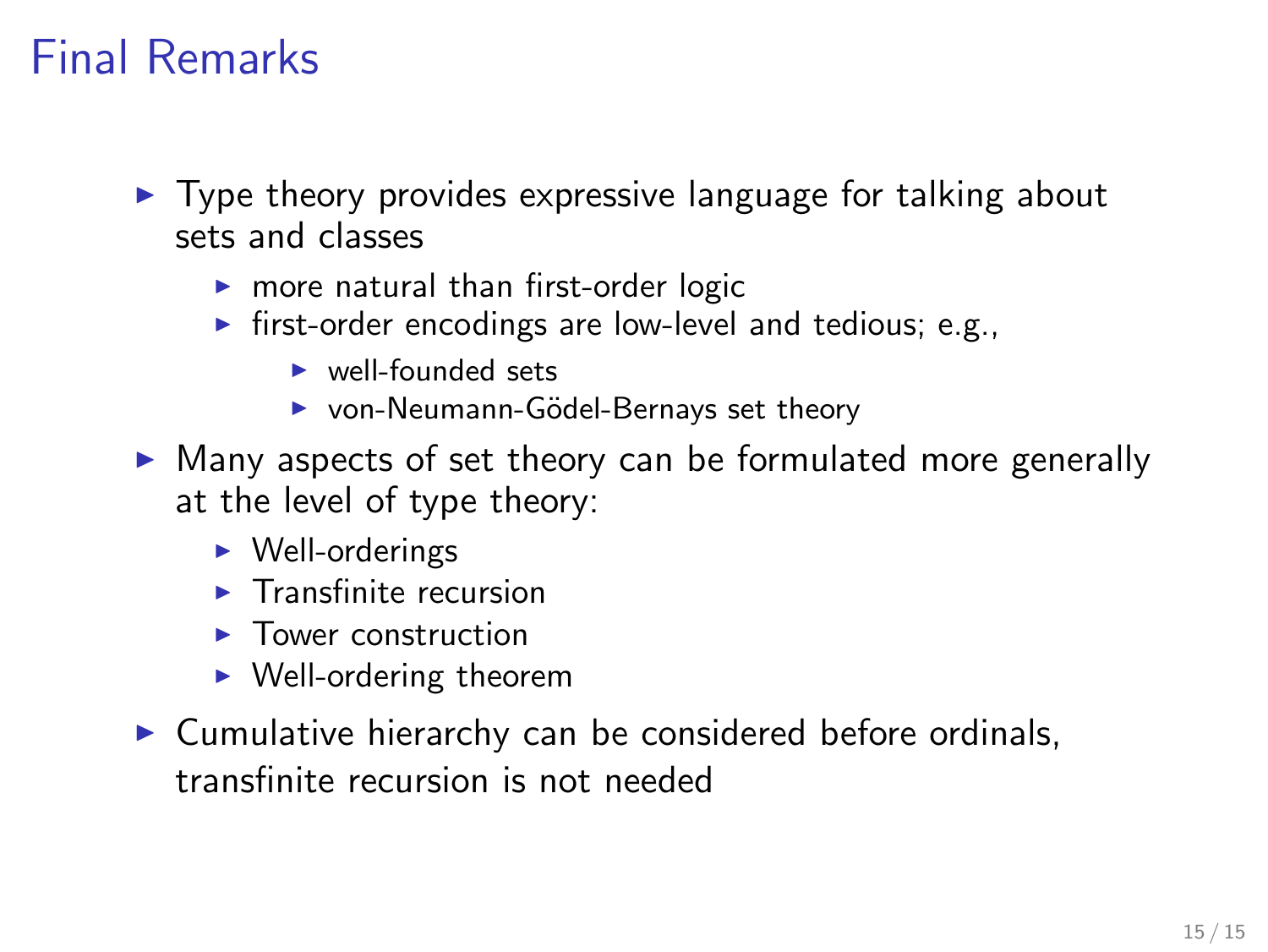# Final Remarks

- Type theory provides expressive language for talking about sets and classes
  - more natural than first-order logic
  - first-order encodings are low-level and tedious; e.g.,
    - well-founded sets
    - von-Neumann-Gödel-Bernays set theory
- Many aspects of set theory can be formulated more generally at the level of type theory:
  - Well-orderings
  - Transfinite recursion
  - Tower construction
  - Well-ordering theorem
- Cumulative hierarchy can be considered before ordinals, transfinite recursion is not needed